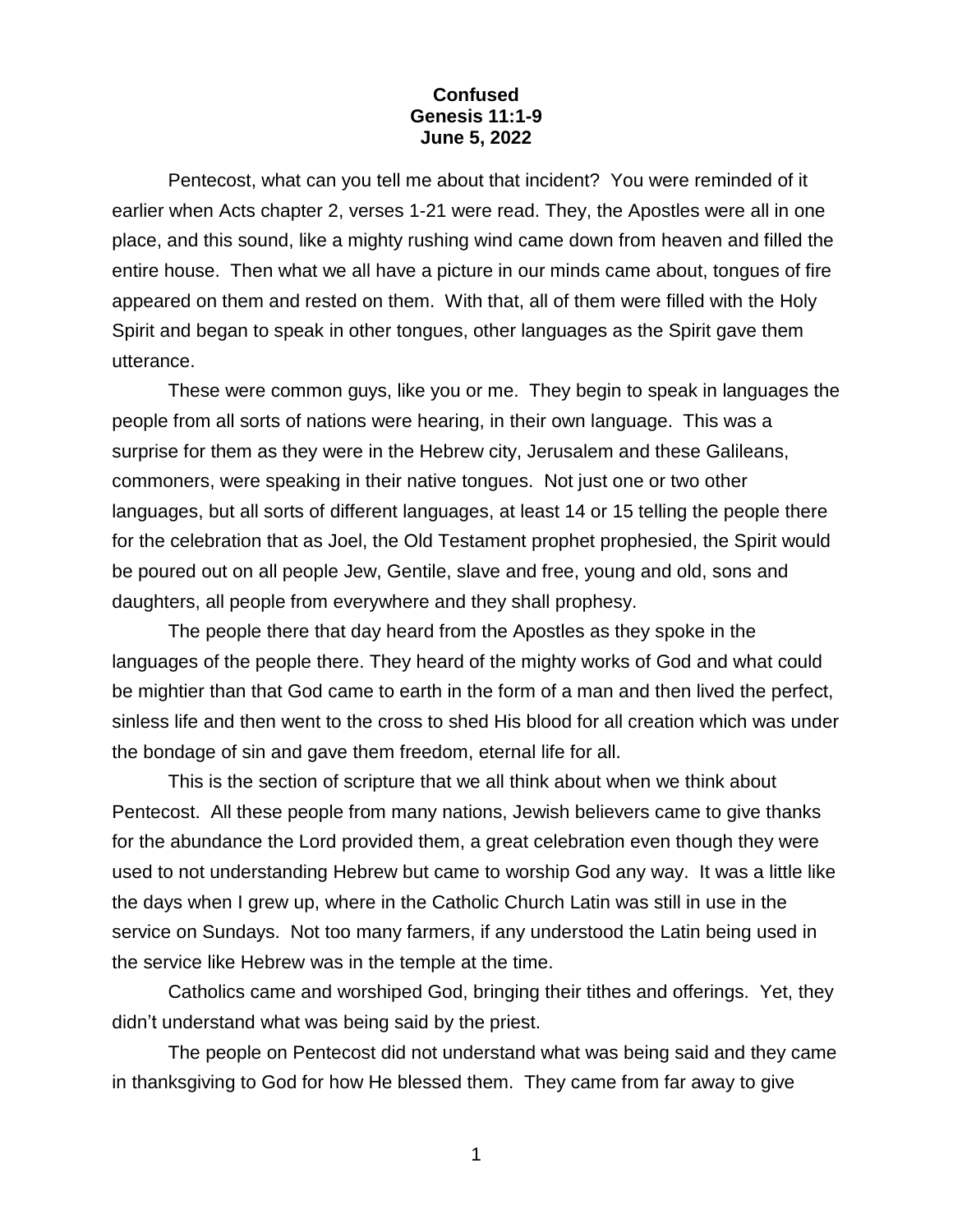**Confused**
**Genesis 11:1-9**
**June 5, 2022**

Pentecost, what can you tell me about that incident? You were reminded of it earlier when Acts chapter 2, verses 1-21 were read. They, the Apostles were all in one place, and this sound, like a mighty rushing wind came down from heaven and filled the entire house. Then what we all have a picture in our minds came about, tongues of fire appeared on them and rested on them. With that, all of them were filled with the Holy Spirit and began to speak in other tongues, other languages as the Spirit gave them utterance.

These were common guys, like you or me. They begin to speak in languages the people from all sorts of nations were hearing, in their own language. This was a surprise for them as they were in the Hebrew city, Jerusalem and these Galileans, commoners, were speaking in their native tongues. Not just one or two other languages, but all sorts of different languages, at least 14 or 15 telling the people there for the celebration that as Joel, the Old Testament prophet prophesied, the Spirit would be poured out on all people Jew, Gentile, slave and free, young and old, sons and daughters, all people from everywhere and they shall prophesy.

The people there that day heard from the Apostles as they spoke in the languages of the people there. They heard of the mighty works of God and what could be mightier than that God came to earth in the form of a man and then lived the perfect, sinless life and then went to the cross to shed His blood for all creation which was under the bondage of sin and gave them freedom, eternal life for all.

This is the section of scripture that we all think about when we think about Pentecost. All these people from many nations, Jewish believers came to give thanks for the abundance the Lord provided them, a great celebration even though they were used to not understanding Hebrew but came to worship God any way. It was a little like the days when I grew up, where in the Catholic Church Latin was still in use in the service on Sundays. Not too many farmers, if any understood the Latin being used in the service like Hebrew was in the temple at the time.

Catholics came and worshiped God, bringing their tithes and offerings. Yet, they didn't understand what was being said by the priest.

The people on Pentecost did not understand what was being said and they came in thanksgiving to God for how He blessed them. They came from far away to give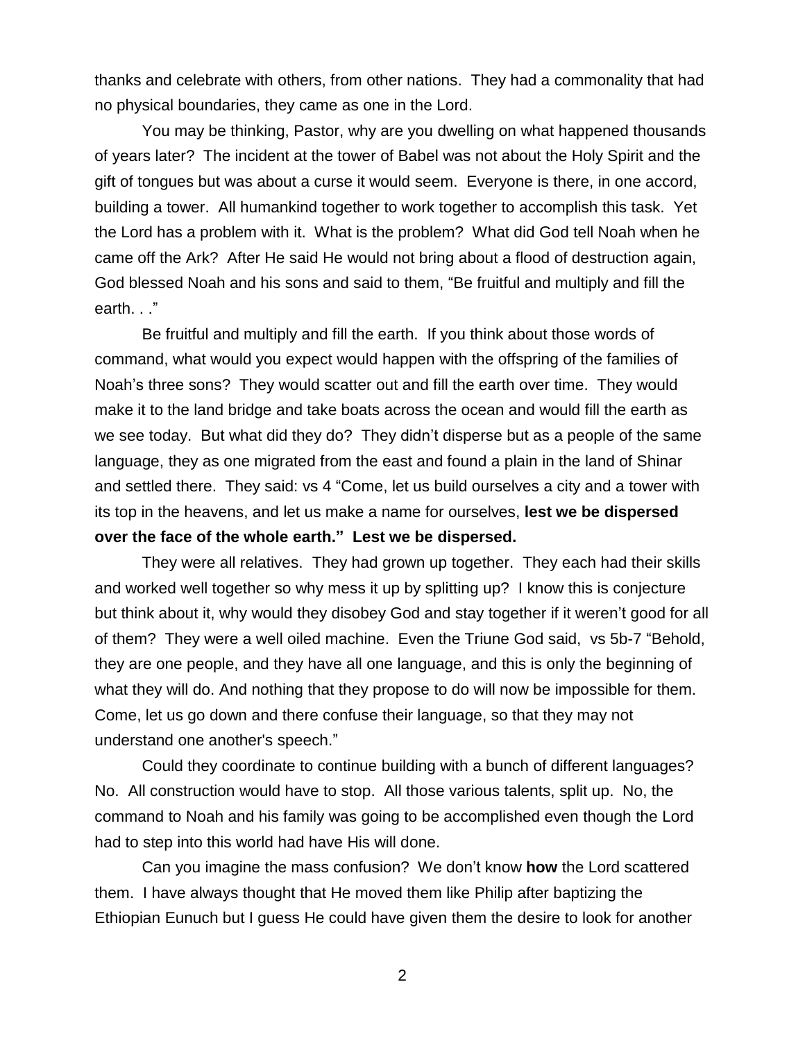thanks and celebrate with others, from other nations. They had a commonality that had no physical boundaries, they came as one in the Lord.

You may be thinking, Pastor, why are you dwelling on what happened thousands of years later? The incident at the tower of Babel was not about the Holy Spirit and the gift of tongues but was about a curse it would seem. Everyone is there, in one accord, building a tower. All humankind together to work together to accomplish this task. Yet the Lord has a problem with it. What is the problem? What did God tell Noah when he came off the Ark? After He said He would not bring about a flood of destruction again, God blessed Noah and his sons and said to them, "Be fruitful and multiply and fill the earth. . ."

Be fruitful and multiply and fill the earth. If you think about those words of command, what would you expect would happen with the offspring of the families of Noah's three sons? They would scatter out and fill the earth over time. They would make it to the land bridge and take boats across the ocean and would fill the earth as we see today. But what did they do? They didn't disperse but as a people of the same language, they as one migrated from the east and found a plain in the land of Shinar and settled there. They said: vs 4 "Come, let us build ourselves a city and a tower with its top in the heavens, and let us make a name for ourselves, **lest we be dispersed over the face of the whole earth." Lest we be dispersed.**

They were all relatives. They had grown up together. They each had their skills and worked well together so why mess it up by splitting up? I know this is conjecture but think about it, why would they disobey God and stay together if it weren't good for all of them? They were a well oiled machine. Even the Triune God said, vs 5b-7 "Behold, they are one people, and they have all one language, and this is only the beginning of what they will do. And nothing that they propose to do will now be impossible for them. Come, let us go down and there confuse their language, so that they may not understand one another's speech."

Could they coordinate to continue building with a bunch of different languages? No. All construction would have to stop. All those various talents, split up. No, the command to Noah and his family was going to be accomplished even though the Lord had to step into this world had have His will done.

Can you imagine the mass confusion? We don't know **how** the Lord scattered them. I have always thought that He moved them like Philip after baptizing the Ethiopian Eunuch but I guess He could have given them the desire to look for another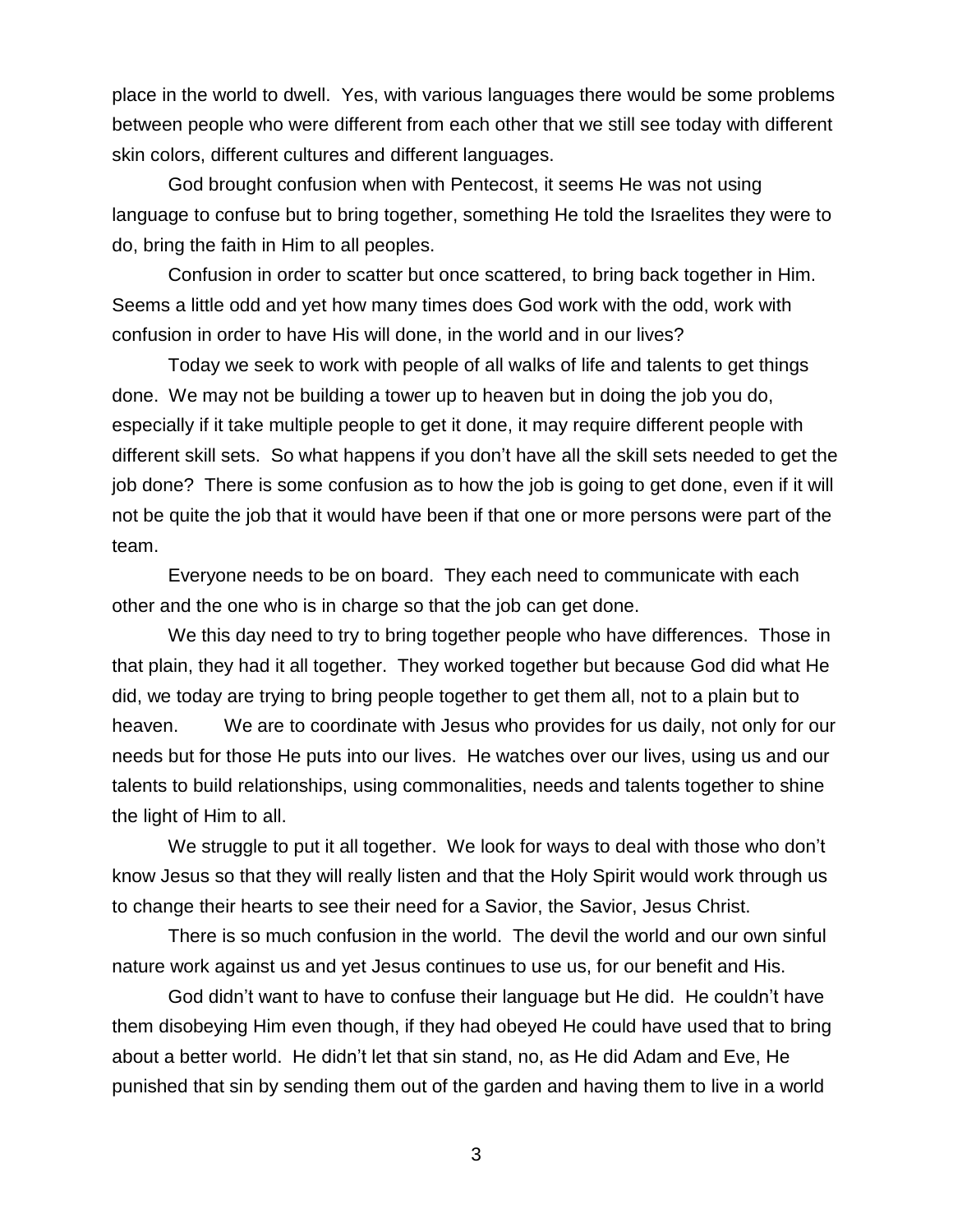place in the world to dwell. Yes, with various languages there would be some problems between people who were different from each other that we still see today with different skin colors, different cultures and different languages.

God brought confusion when with Pentecost, it seems He was not using language to confuse but to bring together, something He told the Israelites they were to do, bring the faith in Him to all peoples.

Confusion in order to scatter but once scattered, to bring back together in Him. Seems a little odd and yet how many times does God work with the odd, work with confusion in order to have His will done, in the world and in our lives?

Today we seek to work with people of all walks of life and talents to get things done. We may not be building a tower up to heaven but in doing the job you do, especially if it take multiple people to get it done, it may require different people with different skill sets. So what happens if you don't have all the skill sets needed to get the job done? There is some confusion as to how the job is going to get done, even if it will not be quite the job that it would have been if that one or more persons were part of the team.

Everyone needs to be on board. They each need to communicate with each other and the one who is in charge so that the job can get done.

We this day need to try to bring together people who have differences. Those in that plain, they had it all together. They worked together but because God did what He did, we today are trying to bring people together to get them all, not to a plain but to heaven. We are to coordinate with Jesus who provides for us daily, not only for our needs but for those He puts into our lives. He watches over our lives, using us and our talents to build relationships, using commonalities, needs and talents together to shine the light of Him to all.

We struggle to put it all together. We look for ways to deal with those who don't know Jesus so that they will really listen and that the Holy Spirit would work through us to change their hearts to see their need for a Savior, the Savior, Jesus Christ.

There is so much confusion in the world. The devil the world and our own sinful nature work against us and yet Jesus continues to use us, for our benefit and His.

God didn't want to have to confuse their language but He did. He couldn't have them disobeying Him even though, if they had obeyed He could have used that to bring about a better world. He didn't let that sin stand, no, as He did Adam and Eve, He punished that sin by sending them out of the garden and having them to live in a world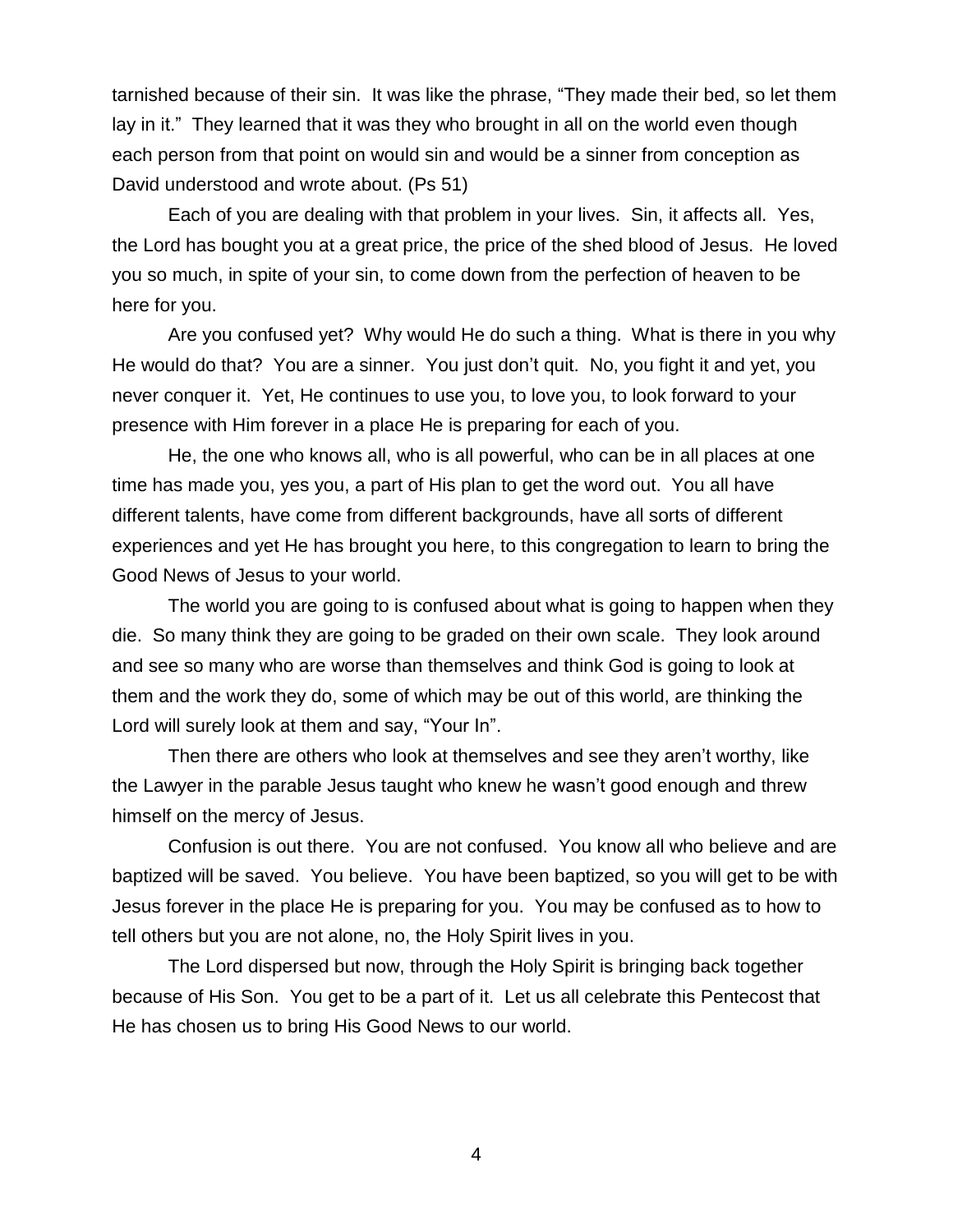tarnished because of their sin. It was like the phrase, "They made their bed, so let them lay in it." They learned that it was they who brought in all on the world even though each person from that point on would sin and would be a sinner from conception as David understood and wrote about. (Ps 51)

Each of you are dealing with that problem in your lives. Sin, it affects all. Yes, the Lord has bought you at a great price, the price of the shed blood of Jesus. He loved you so much, in spite of your sin, to come down from the perfection of heaven to be here for you.

Are you confused yet? Why would He do such a thing. What is there in you why He would do that? You are a sinner. You just don't quit. No, you fight it and yet, you never conquer it. Yet, He continues to use you, to love you, to look forward to your presence with Him forever in a place He is preparing for each of you.

He, the one who knows all, who is all powerful, who can be in all places at one time has made you, yes you, a part of His plan to get the word out. You all have different talents, have come from different backgrounds, have all sorts of different experiences and yet He has brought you here, to this congregation to learn to bring the Good News of Jesus to your world.

The world you are going to is confused about what is going to happen when they die. So many think they are going to be graded on their own scale. They look around and see so many who are worse than themselves and think God is going to look at them and the work they do, some of which may be out of this world, are thinking the Lord will surely look at them and say, "Your In".

Then there are others who look at themselves and see they aren't worthy, like the Lawyer in the parable Jesus taught who knew he wasn't good enough and threw himself on the mercy of Jesus.

Confusion is out there. You are not confused. You know all who believe and are baptized will be saved. You believe. You have been baptized, so you will get to be with Jesus forever in the place He is preparing for you. You may be confused as to how to tell others but you are not alone, no, the Holy Spirit lives in you.

The Lord dispersed but now, through the Holy Spirit is bringing back together because of His Son. You get to be a part of it. Let us all celebrate this Pentecost that He has chosen us to bring His Good News to our world.